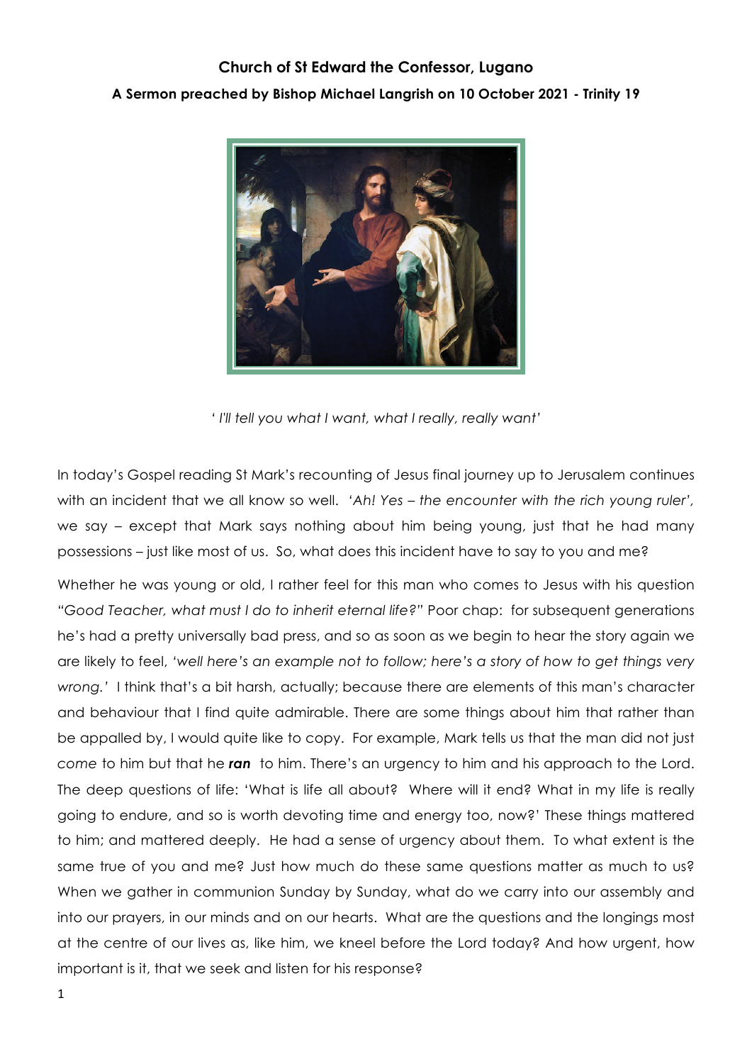**Church of St Edward the Confessor, Lugano**

**A Sermon preached by Bishop Michael Langrish on 10 October 2021 - Trinity 19**

*' I'll tell you what I want, what I really, really want'*

In today's Gospel reading St Mark's recounting of Jesus final journey up to Jerusalem continues with an incident that we all know so well. *'Ah! Yes – the encounter with the rich young ruler'*, we say – except that Mark says nothing about him being young, just that he had many possessions – just like most of us. So, what does this incident have to say to you and me?

Whether he was young or old, I rather feel for this man who comes to Jesus with his question *"Good Teacher, what must I do to inherit eternal life?"* Poor chap: for subsequent generations he's had a pretty universally bad press, and so as soon as we begin to hear the story again we are likely to feel, *'well here's an example not to follow; here's a story of how to get things very wrong.'* I think that's a bit harsh, actually; because there are elements of this man's character and behaviour that I find quite admirable. There are some things about him that rather than be appalled by, I would quite like to copy. For example, Mark tells us that the man did not just *come* to him but that he ***ran*** to him. There's an urgency to him and his approach to the Lord. The deep questions of life: 'What is life all about? Where will it end? What in my life is really going to endure, and so is worth devoting time and energy too, now?' These things mattered to him; and mattered deeply. He had a sense of urgency about them. To what extent is the same true of you and me? Just how much do these same questions matter as much to us? When we gather in communion Sunday by Sunday, what do we carry into our assembly and into our prayers, in our minds and on our hearts. What are the questions and the longings most at the centre of our lives as, like him, we kneel before the Lord today? And how urgent, how important is it, that we seek and listen for his response?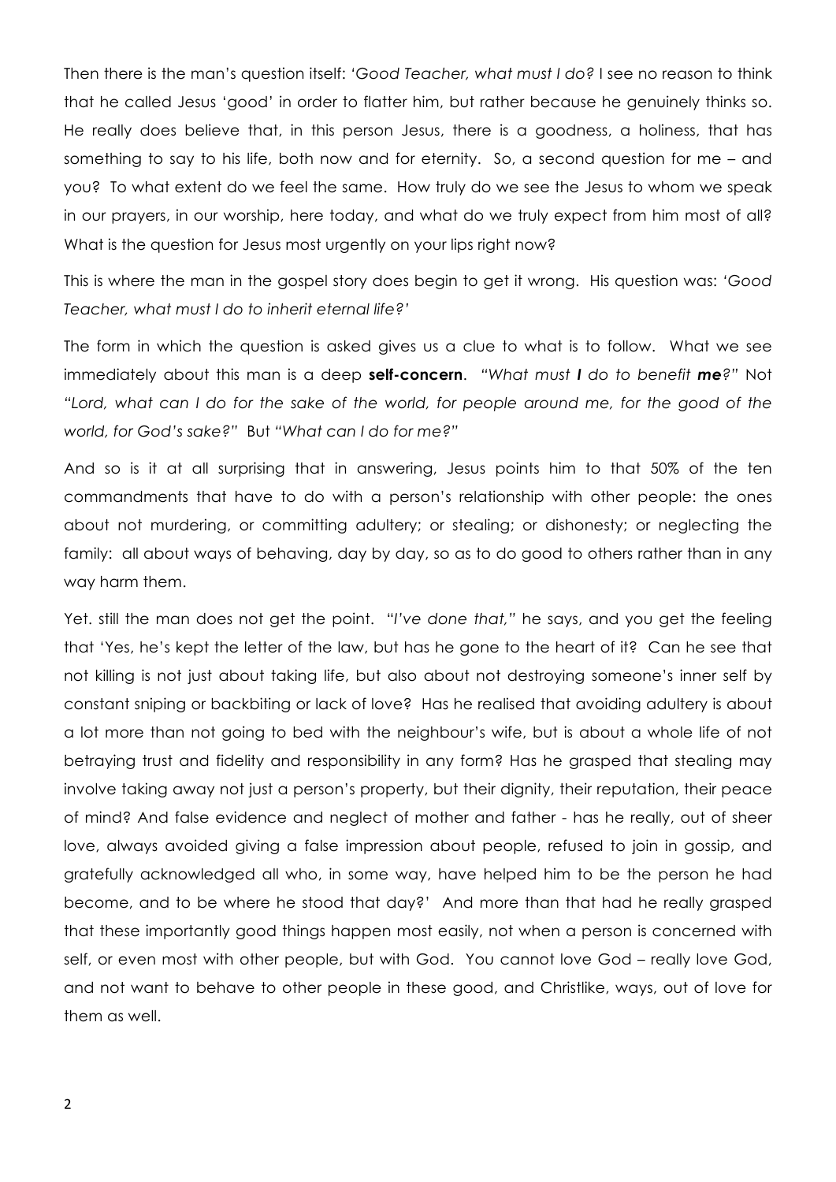Then there is the man's question itself: *'Good Teacher, what must I do?* I see no reason to think that he called Jesus 'good' in order to flatter him, but rather because he genuinely thinks so. He really does believe that, in this person Jesus, there is a goodness, a holiness, that has something to say to his life, both now and for eternity. So, a second question for me – and you? To what extent do we feel the same. How truly do we see the Jesus to whom we speak in our prayers, in our worship, here today, and what do we truly expect from him most of all? What is the question for Jesus most urgently on your lips right now?

This is where the man in the gospel story does begin to get it wrong. His question was: *'Good Teacher, what must I do to inherit eternal life?'*

The form in which the question is asked gives us a clue to what is to follow. What we see immediately about this man is a deep **self-concern**. *"What must **I** do to benefit **me**?"* Not *"Lord, what can I do for the sake of the world, for people around me, for the good of the world, for God's sake?"* But *"What can I do for me?"*

And so is it at all surprising that in answering, Jesus points him to that 50% of the ten commandments that have to do with a person's relationship with other people: the ones about not murdering, or committing adultery; or stealing; or dishonesty; or neglecting the family: all about ways of behaving, day by day, so as to do good to others rather than in any way harm them.

Yet. still the man does not get the point. *"I've done that,"* he says, and you get the feeling that 'Yes, he's kept the letter of the law, but has he gone to the heart of it? Can he see that not killing is not just about taking life, but also about not destroying someone's inner self by constant sniping or backbiting or lack of love? Has he realised that avoiding adultery is about a lot more than not going to bed with the neighbour's wife, but is about a whole life of not betraying trust and fidelity and responsibility in any form? Has he grasped that stealing may involve taking away not just a person's property, but their dignity, their reputation, their peace of mind? And false evidence and neglect of mother and father - has he really, out of sheer love, always avoided giving a false impression about people, refused to join in gossip, and gratefully acknowledged all who, in some way, have helped him to be the person he had become, and to be where he stood that day?' And more than that had he really grasped that these importantly good things happen most easily, not when a person is concerned with self, or even most with other people, but with God. You cannot love God – really love God, and not want to behave to other people in these good, and Christlike, ways, out of love for them as well.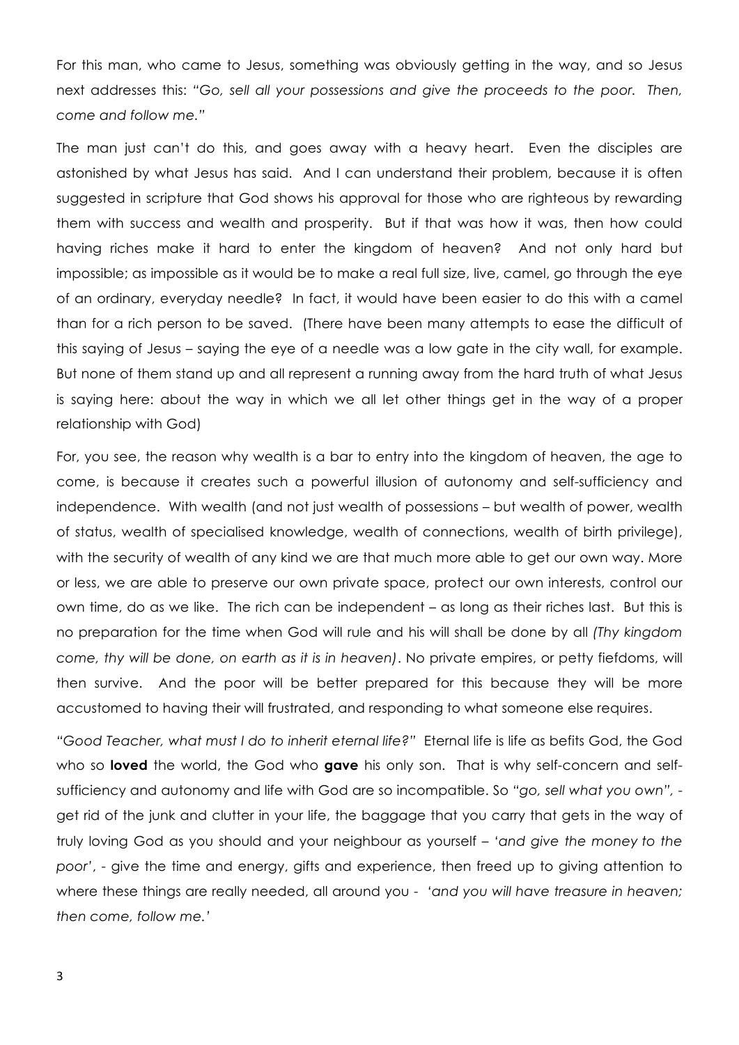For this man, who came to Jesus, something was obviously getting in the way, and so Jesus next addresses this: *"Go, sell all your possessions and give the proceeds to the poor. Then, come and follow me."*

The man just can't do this, and goes away with a heavy heart. Even the disciples are astonished by what Jesus has said. And I can understand their problem, because it is often suggested in scripture that God shows his approval for those who are righteous by rewarding them with success and wealth and prosperity. But if that was how it was, then how could having riches make it hard to enter the kingdom of heaven? And not only hard but impossible; as impossible as it would be to make a real full size, live, camel, go through the eye of an ordinary, everyday needle? In fact, it would have been easier to do this with a camel than for a rich person to be saved. (There have been many attempts to ease the difficult of this saying of Jesus – saying the eye of a needle was a low gate in the city wall, for example. But none of them stand up and all represent a running away from the hard truth of what Jesus is saying here: about the way in which we all let other things get in the way of a proper relationship with God)

For, you see, the reason why wealth is a bar to entry into the kingdom of heaven, the age to come, is because it creates such a powerful illusion of autonomy and self-sufficiency and independence. With wealth (and not just wealth of possessions – but wealth of power, wealth of status, wealth of specialised knowledge, wealth of connections, wealth of birth privilege), with the security of wealth of any kind we are that much more able to get our own way. More or less, we are able to preserve our own private space, protect our own interests, control our own time, do as we like. The rich can be independent – as long as their riches last. But this is no preparation for the time when God will rule and his will shall be done by all *(Thy kingdom come, thy will be done, on earth as it is in heaven)*. No private empires, or petty fiefdoms, will then survive. And the poor will be better prepared for this because they will be more accustomed to having their will frustrated, and responding to what someone else requires.

*"Good Teacher, what must I do to inherit eternal life?"* Eternal life is life as befits God, the God who so **loved** the world, the God who **gave** his only son. That is why self-concern and self-sufficiency and autonomy and life with God are so incompatible. So *"go, sell what you own"*, - get rid of the junk and clutter in your life, the baggage that you carry that gets in the way of truly loving God as you should and your neighbour as yourself – *'and give the money to the poor'*, - give the time and energy, gifts and experience, then freed up to giving attention to where these things are really needed, all around you - *'and you will have treasure in heaven; then come, follow me.'*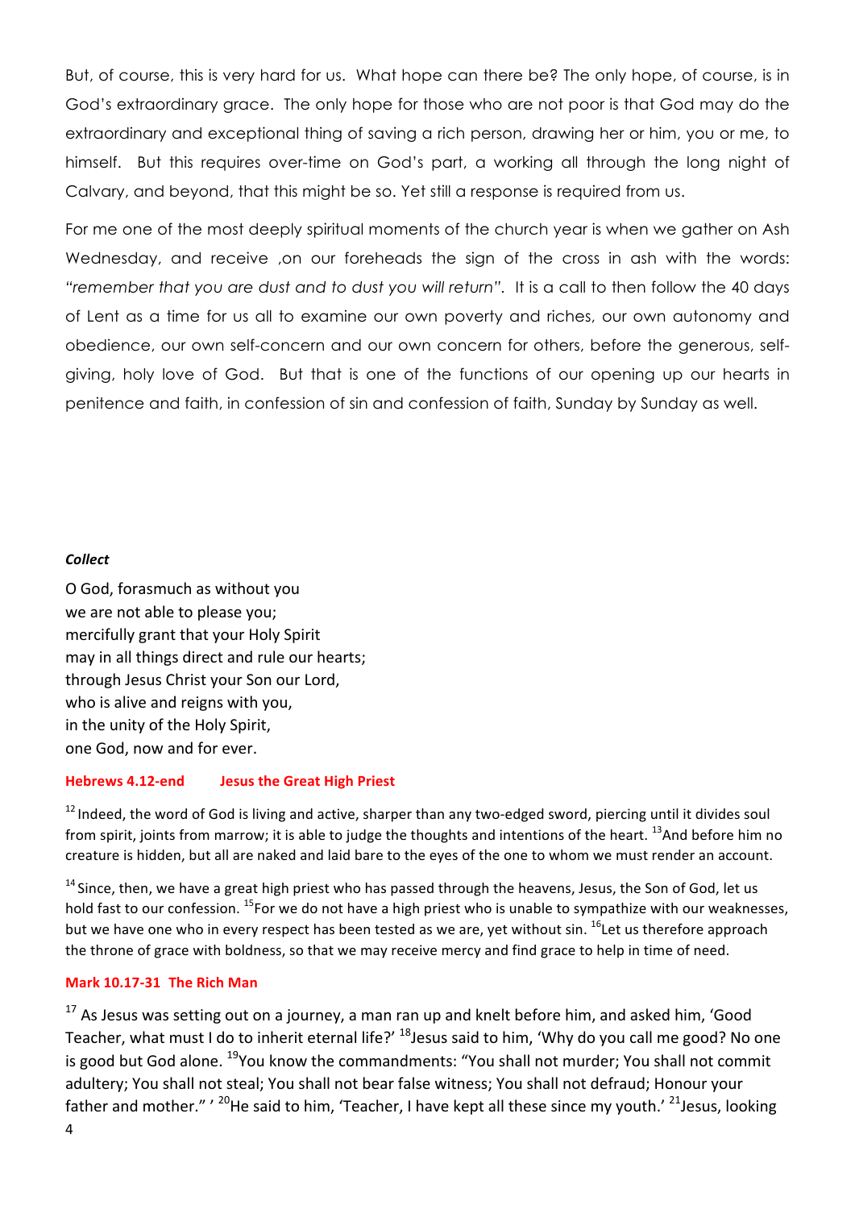But, of course, this is very hard for us. What hope can there be? The only hope, of course, is in God's extraordinary grace. The only hope for those who are not poor is that God may do the extraordinary and exceptional thing of saving a rich person, drawing her or him, you or me, to himself. But this requires over-time on God's part, a working all through the long night of Calvary, and beyond, that this might be so. Yet still a response is required from us.

For me one of the most deeply spiritual moments of the church year is when we gather on Ash Wednesday, and receive ,on our foreheads the sign of the cross in ash with the words: "*remember that you are dust and to dust you will return*". It is a call to then follow the 40 days of Lent as a time for us all to examine our own poverty and riches, our own autonomy and obedience, our own self-concern and our own concern for others, before the generous, self-giving, holy love of God. But that is one of the functions of our opening up our hearts in penitence and faith, in confession of sin and confession of faith, Sunday by Sunday as well.

***Collect***

O God, forasmuch as without you
we are not able to please you;
mercifully grant that your Holy Spirit
may in all things direct and rule our hearts;
through Jesus Christ your Son our Lord,
who is alive and reigns with you,
in the unity of the Holy Spirit,
one God, now and for ever.

**Hebrews 4.12-end Jesus the Great High Priest**

[12] Indeed, the word of God is living and active, sharper than any two-edged sword, piercing until it divides soul from spirit, joints from marrow; it is able to judge the thoughts and intentions of the heart. [13]And before him no creature is hidden, but all are naked and laid bare to the eyes of the one to whom we must render an account.

[14] Since, then, we have a great high priest who has passed through the heavens, Jesus, the Son of God, let us hold fast to our confession. [15]For we do not have a high priest who is unable to sympathize with our weaknesses, but we have one who in every respect has been tested as we are, yet without sin. [16]Let us therefore approach the throne of grace with boldness, so that we may receive mercy and find grace to help in time of need.

**Mark 10.17-31 The Rich Man**

[17] As Jesus was setting out on a journey, a man ran up and knelt before him, and asked him, 'Good Teacher, what must I do to inherit eternal life?' [18]Jesus said to him, 'Why do you call me good? No one is good but God alone. [19]You know the commandments: "You shall not murder; You shall not commit adultery; You shall not steal; You shall not bear false witness; You shall not defraud; Honour your father and mother." ' [20]He said to him, 'Teacher, I have kept all these since my youth.' [21]Jesus, looking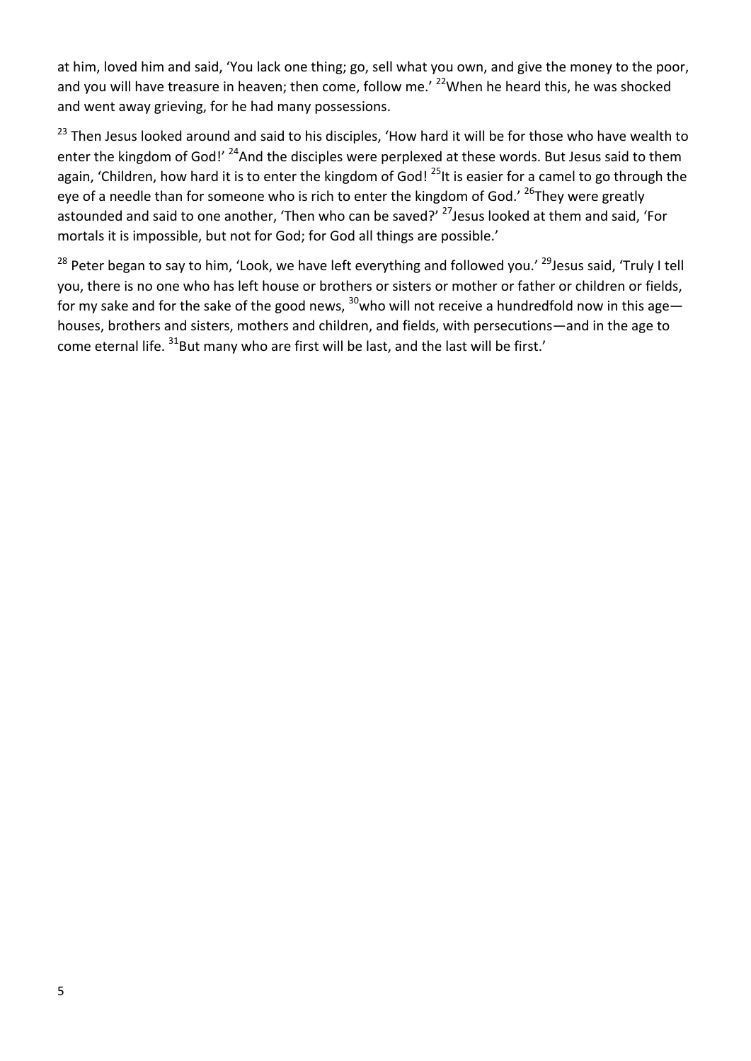at him, loved him and said, 'You lack one thing; go, sell what you own, and give the money to the poor, and you will have treasure in heaven; then come, follow me.' [22]When he heard this, he was shocked and went away grieving, for he had many possessions.

[23] Then Jesus looked around and said to his disciples, 'How hard it will be for those who have wealth to enter the kingdom of God!' [24]And the disciples were perplexed at these words. But Jesus said to them again, 'Children, how hard it is to enter the kingdom of God! [25]It is easier for a camel to go through the eye of a needle than for someone who is rich to enter the kingdom of God.' [26]They were greatly astounded and said to one another, 'Then who can be saved?' [27]Jesus looked at them and said, 'For mortals it is impossible, but not for God; for God all things are possible.'

[28] Peter began to say to him, 'Look, we have left everything and followed you.' [29]Jesus said, 'Truly I tell you, there is no one who has left house or brothers or sisters or mother or father or children or fields, for my sake and for the sake of the good news, [30]who will not receive a hundredfold now in this age—houses, brothers and sisters, mothers and children, and fields, with persecutions—and in the age to come eternal life. [31]But many who are first will be last, and the last will be first.'